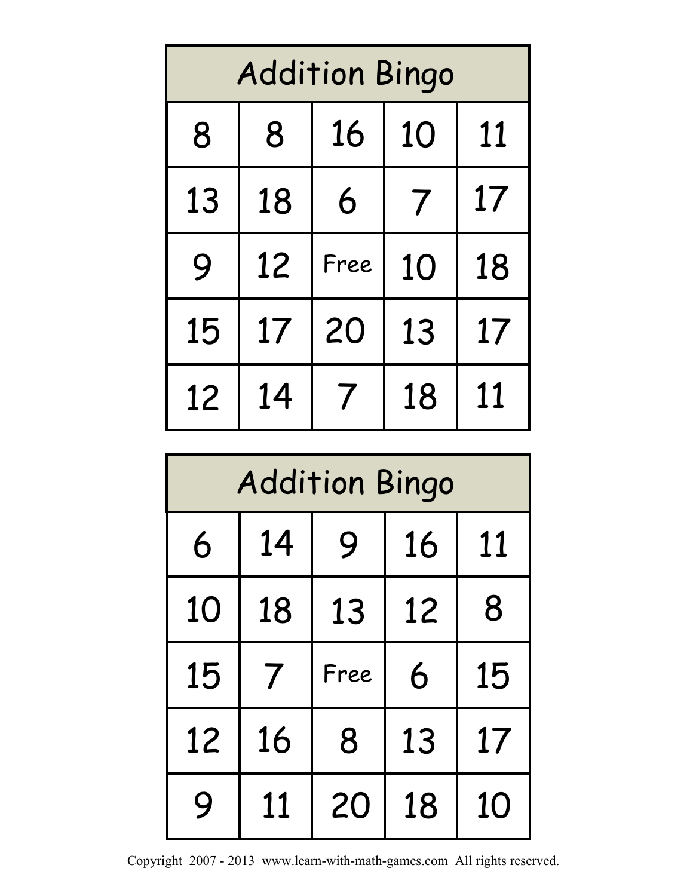| Addition Bingo | | | | |
|---|---|---|---|---|
| 8 | 8 | 16 | 10 | 11 |
| 13 | 18 | 6 | 7 | 17 |
| 9 | 12 | Free | 10 | 18 |
| 15 | 17 | 20 | 13 | 17 |
| 12 | 14 | 7 | 18 | 11 |

| Addition Bingo | | | | |
|---|---|---|---|---|
| 6 | 14 | 9 | 16 | 11 |
| 10 | 18 | 13 | 12 | 8 |
| 15 | 7 | Free | 6 | 15 |
| 12 | 16 | 8 | 13 | 17 |
| 9 | 11 | 20 | 18 | 10 |

Copyright 2007 - 2013 www.learn-with-math-games.com All rights reserved.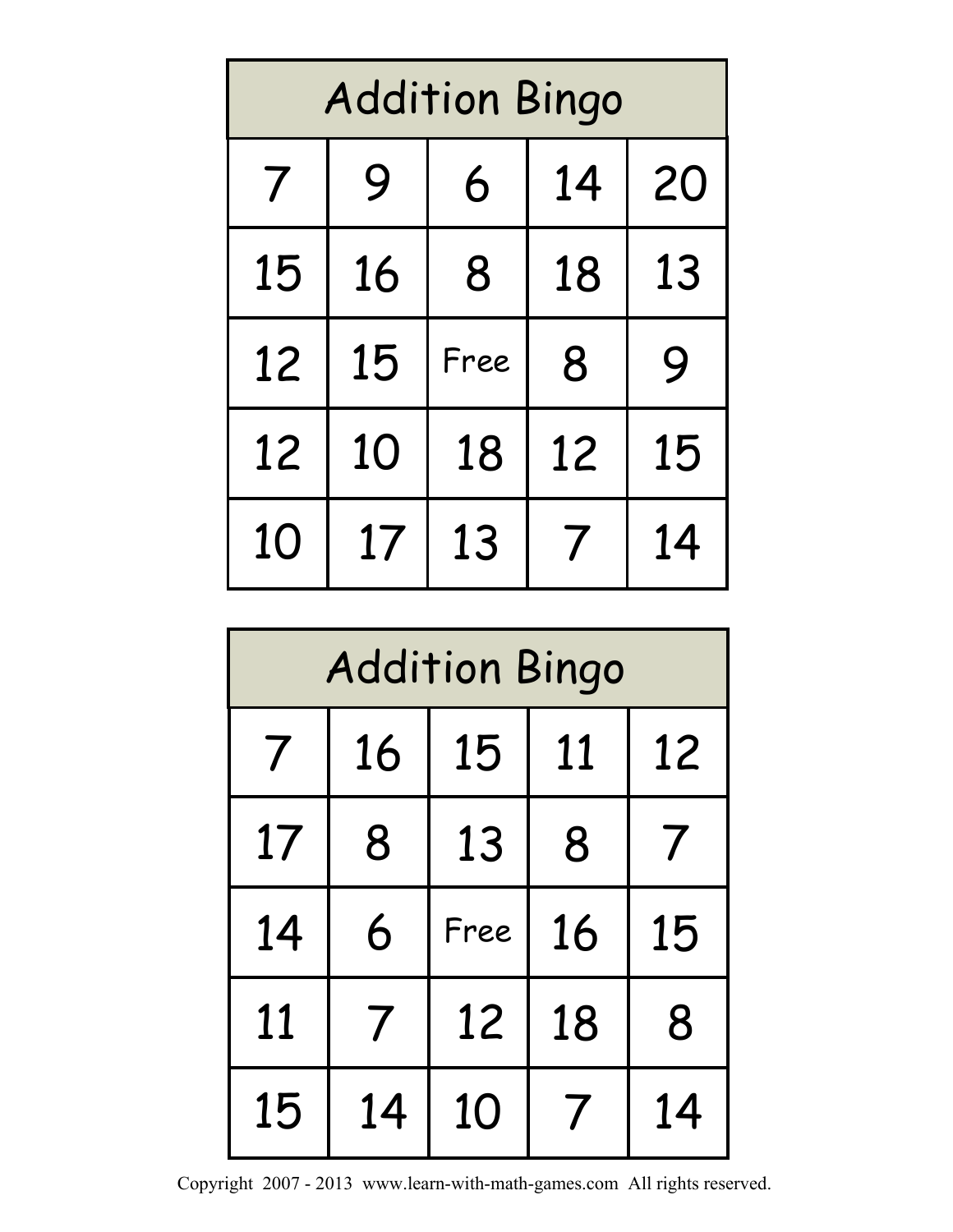| Addition Bingo | | | | |
|---|---|---|---|---|
| 7 | 9 | 6 | 14 | 20 |
| 15 | 16 | 8 | 18 | 13 |
| 12 | 15 | Free | 8 | 9 |
| 12 | 10 | 18 | 12 | 15 |
| 10 | 17 | 13 | 7 | 14 |

| Addition Bingo | | | | |
|---|---|---|---|---|
| 7 | 16 | 15 | 11 | 12 |
| 17 | 8 | 13 | 8 | 7 |
| 14 | 6 | Free | 16 | 15 |
| 11 | 7 | 12 | 18 | 8 |
| 15 | 14 | 10 | 7 | 14 |

Copyright 2007 - 2013 www.learn-with-math-games.com All rights reserved.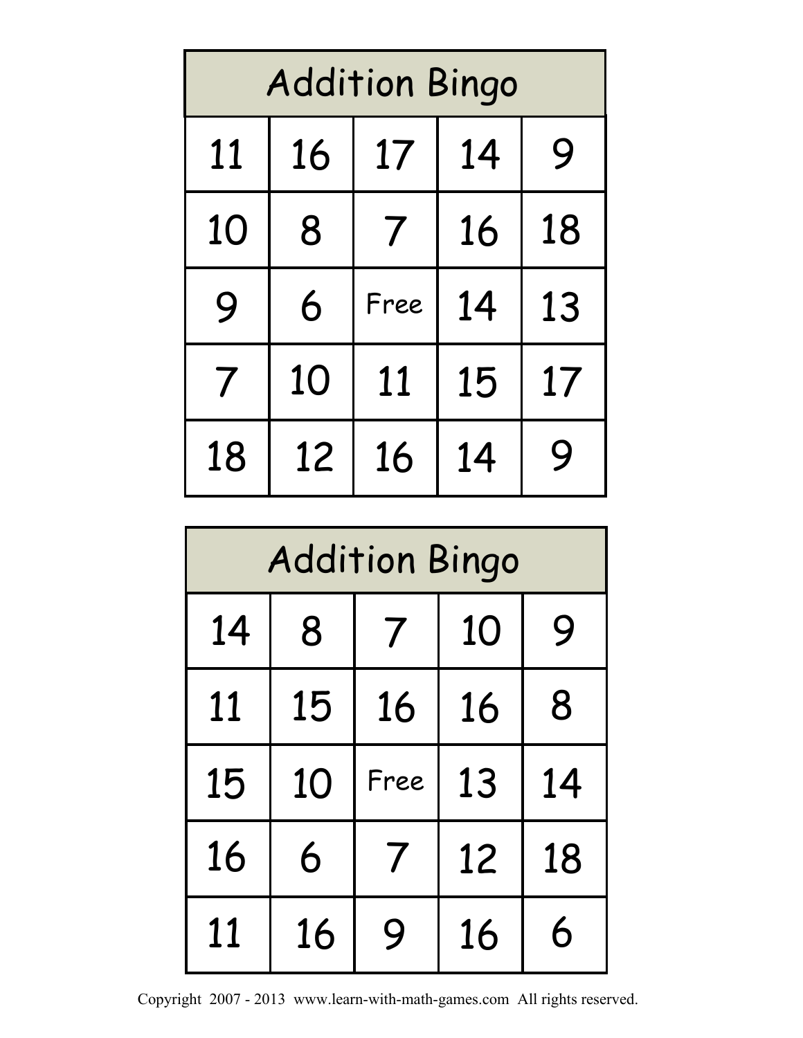| Addition Bingo | | | | |
|---|---|---|---|---|
| 11 | 16 | 17 | 14 | 9 |
| 10 | 8 | 7 | 16 | 18 |
| 9 | 6 | Free | 14 | 13 |
| 7 | 10 | 11 | 15 | 17 |
| 18 | 12 | 16 | 14 | 9 |

| Addition Bingo | | | | |
|---|---|---|---|---|
| 14 | 8 | 7 | 10 | 9 |
| 11 | 15 | 16 | 16 | 8 |
| 15 | 10 | Free | 13 | 14 |
| 16 | 6 | 7 | 12 | 18 |
| 11 | 16 | 9 | 16 | 6 |

Copyright 2007 - 2013 www.learn-with-math-games.com All rights reserved.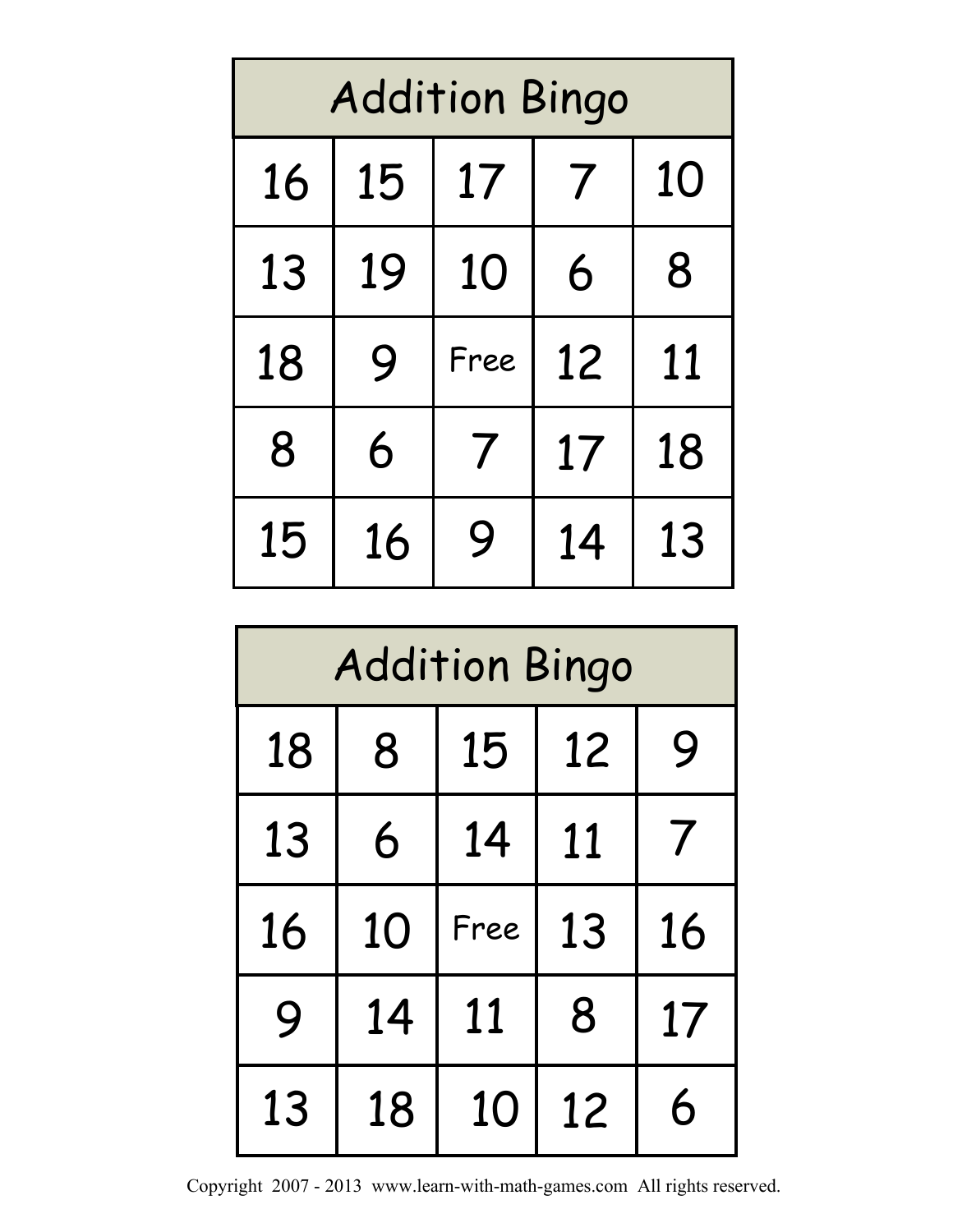## Addition Bingo

| | | | | |
|---|---|---|---|---|
| 16 | 15 | 17 | 7 | 10 |
| 13 | 19 | 10 | 6 | 8 |
| 18 | 9 | Free | 12 | 11 |
| 8 | 6 | 7 | 17 | 18 |
| 15 | 16 | 9 | 14 | 13 |

## Addition Bingo

| | | | | |
|---|---|---|---|---|
| 18 | 8 | 15 | 12 | 9 |
| 13 | 6 | 14 | 11 | 7 |
| 16 | 10 | Free | 13 | 16 |
| 9 | 14 | 11 | 8 | 17 |
| 13 | 18 | 10 | 12 | 6 |

Copyright 2007 - 2013 www.learn-with-math-games.com All rights reserved.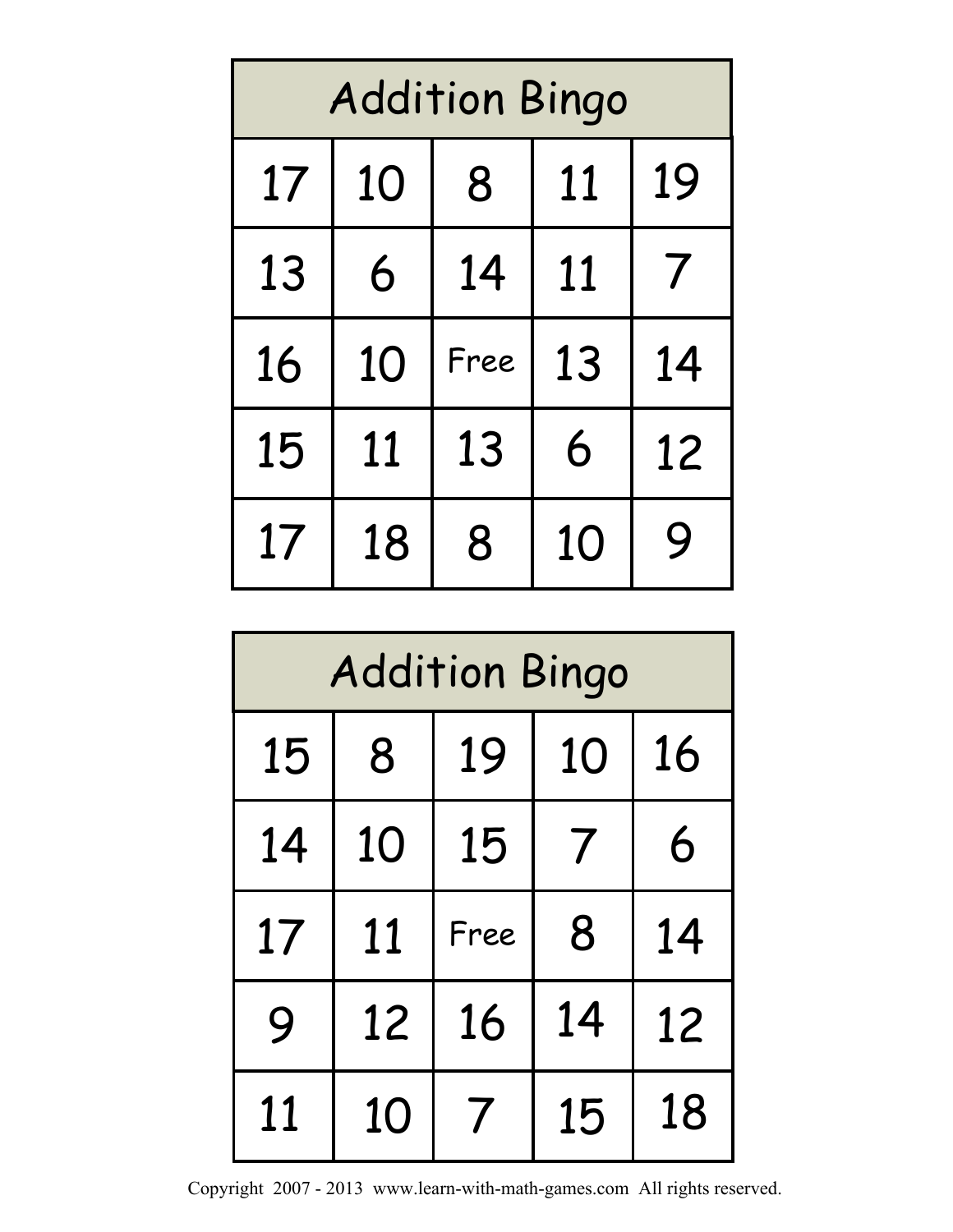| Addition Bingo | | | | |
|---|---|---|---|---|
| 17 | 10 | 8 | 11 | 19 |
| 13 | 6 | 14 | 11 | 7 |
| 16 | 10 | Free | 13 | 14 |
| 15 | 11 | 13 | 6 | 12 |
| 17 | 18 | 8 | 10 | 9 |

| Addition Bingo | | | | |
|---|---|---|---|---|
| 15 | 8 | 19 | 10 | 16 |
| 14 | 10 | 15 | 7 | 6 |
| 17 | 11 | Free | 8 | 14 |
| 9 | 12 | 16 | 14 | 12 |
| 11 | 10 | 7 | 15 | 18 |

Copyright 2007 - 2013 www.learn-with-math-games.com All rights reserved.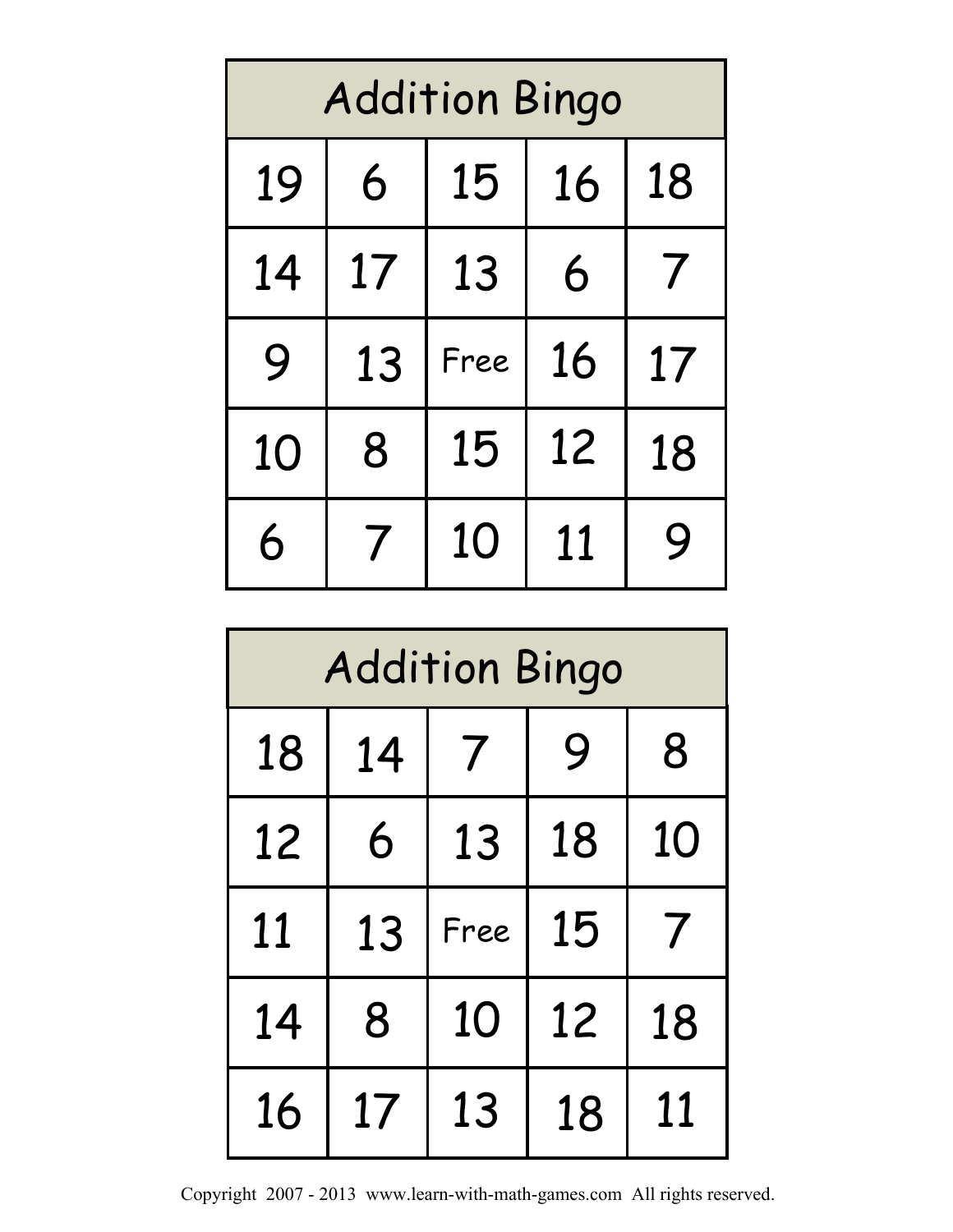## Addition Bingo

| | | | | |
|---|---|---|---|---|
| 19 | 6 | 15 | 16 | 18 |
| 14 | 17 | 13 | 6 | 7 |
| 9 | 13 | Free | 16 | 17 |
| 10 | 8 | 15 | 12 | 18 |
| 6 | 7 | 10 | 11 | 9 |

## Addition Bingo

| | | | | |
|---|---|---|---|---|
| 18 | 14 | 7 | 9 | 8 |
| 12 | 6 | 13 | 18 | 10 |
| 11 | 13 | Free | 15 | 7 |
| 14 | 8 | 10 | 12 | 18 |
| 16 | 17 | 13 | 18 | 11 |

Copyright 2007 - 2013 www.learn-with-math-games.com All rights reserved.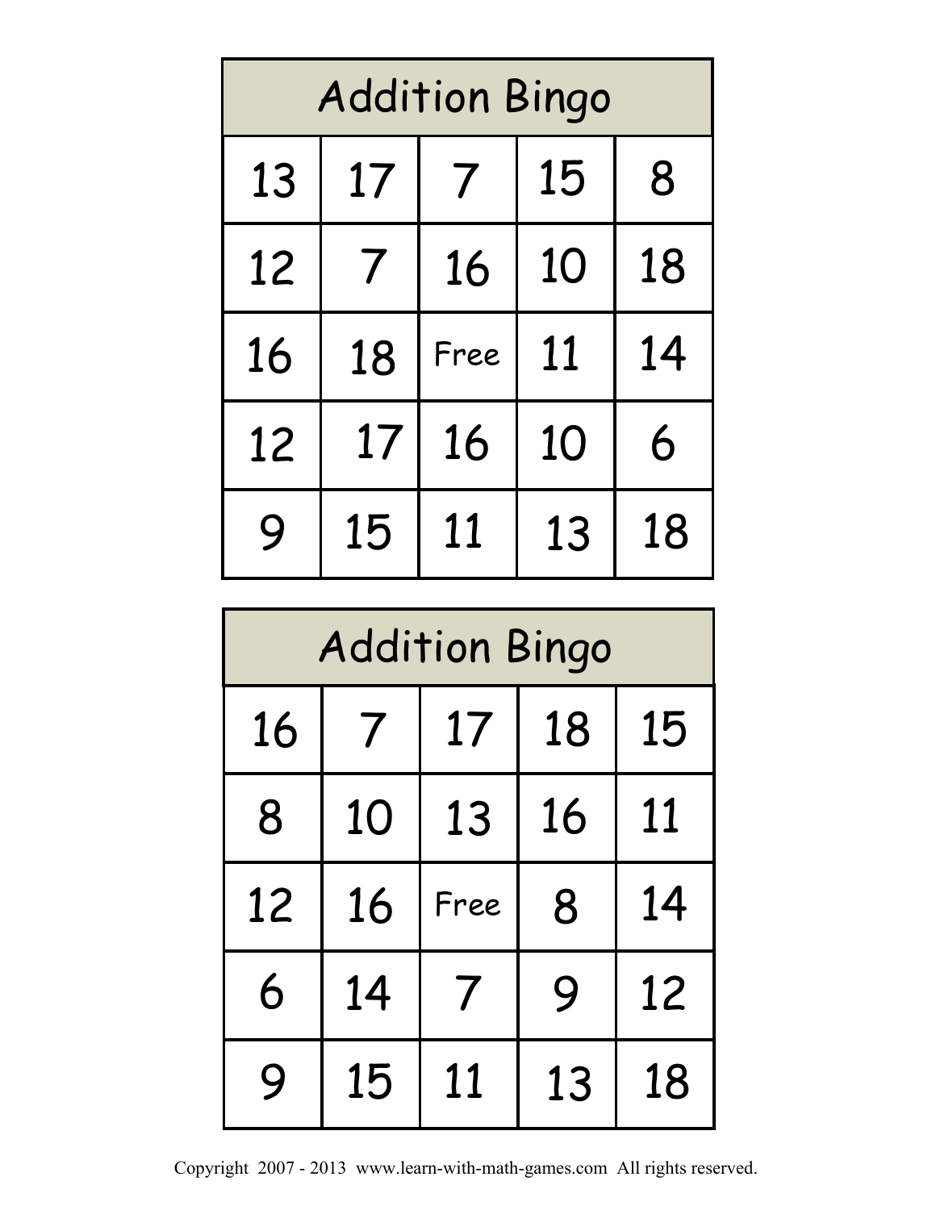## Addition Bingo

| | | | | |
|---|---|---|---|---|
| 13 | 17 | 7 | 15 | 8 |
| 12 | 7 | 16 | 10 | 18 |
| 16 | 18 | Free | 11 | 14 |
| 12 | 17 | 16 | 10 | 6 |
| 9 | 15 | 11 | 13 | 18 |

## Addition Bingo

| | | | | |
|---|---|---|---|---|
| 16 | 7 | 17 | 18 | 15 |
| 8 | 10 | 13 | 16 | 11 |
| 12 | 16 | Free | 8 | 14 |
| 6 | 14 | 7 | 9 | 12 |
| 9 | 15 | 11 | 13 | 18 |

Copyright 2007 - 2013 www.learn-with-math-games.com All rights reserved.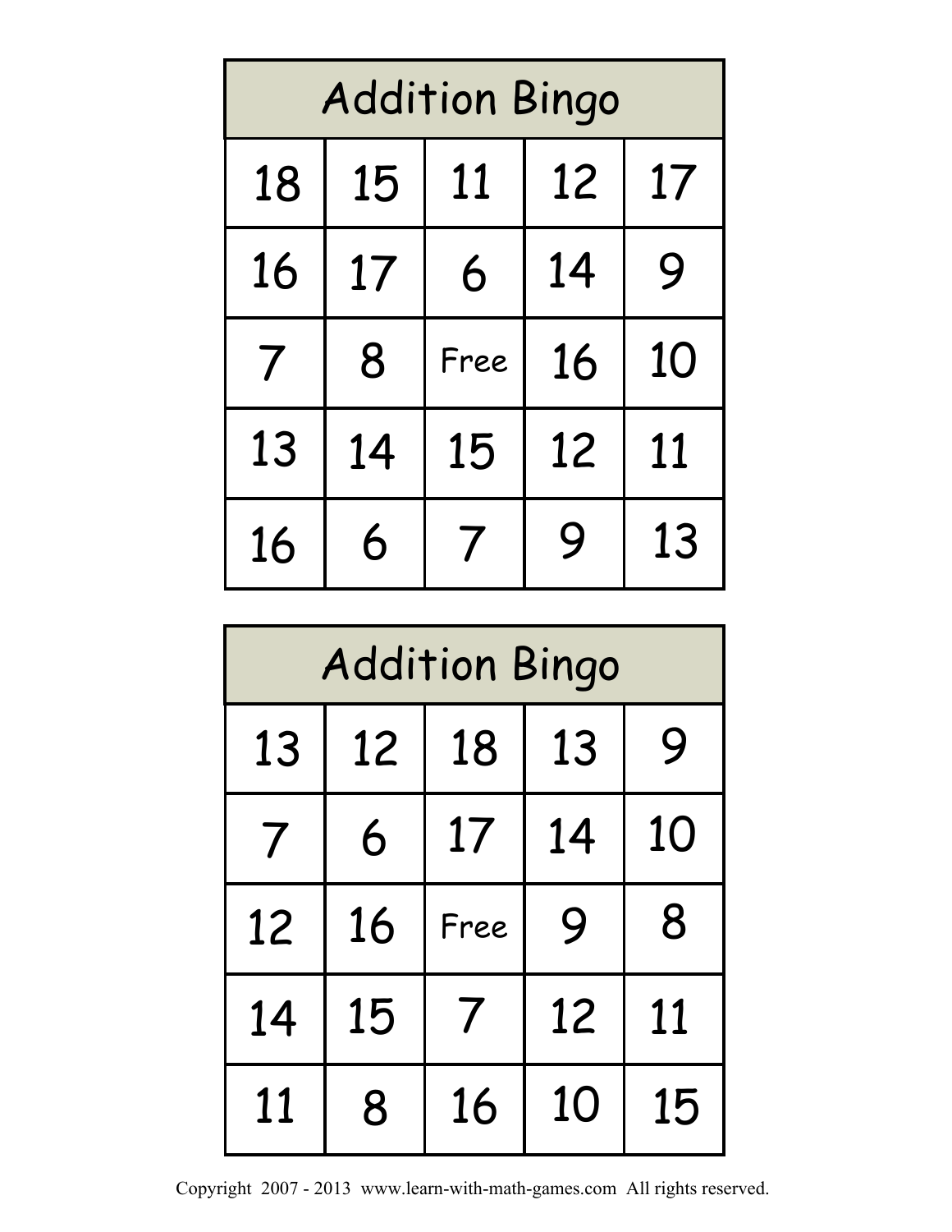| Addition Bingo | | | | |
|---|---|---|---|---|
| 18 | 15 | 11 | 12 | 17 |
| 16 | 17 | 6 | 14 | 9 |
| 7 | 8 | Free | 16 | 10 |
| 13 | 14 | 15 | 12 | 11 |
| 16 | 6 | 7 | 9 | 13 |

| Addition Bingo | | | | |
|---|---|---|---|---|
| 13 | 12 | 18 | 13 | 9 |
| 7 | 6 | 17 | 14 | 10 |
| 12 | 16 | Free | 9 | 8 |
| 14 | 15 | 7 | 12 | 11 |
| 11 | 8 | 16 | 10 | 15 |

Copyright 2007 - 2013 www.learn-with-math-games.com All rights reserved.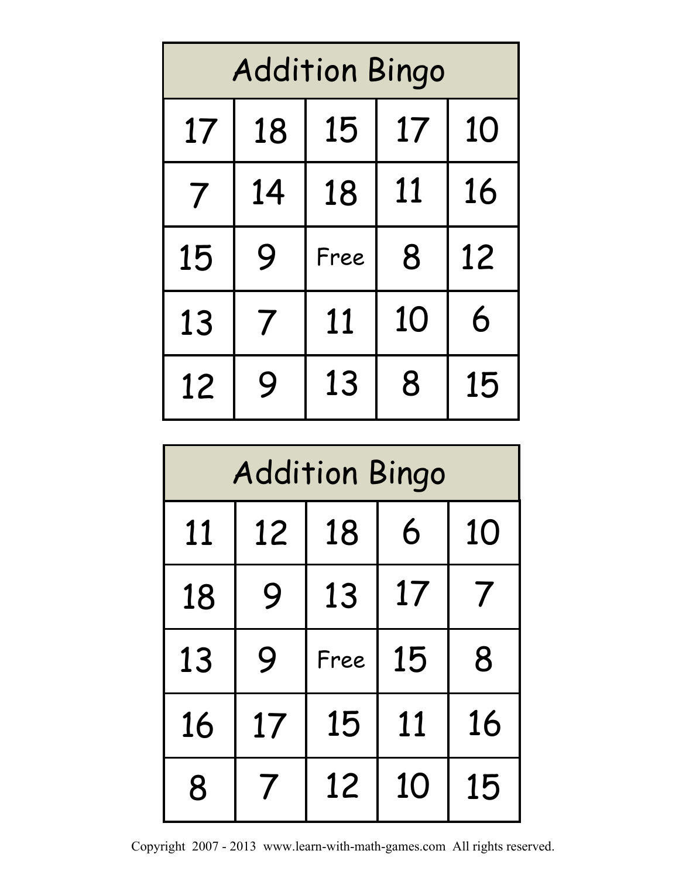| Addition Bingo | | | | |
|---|---|---|---|---|
| 17 | 18 | 15 | 17 | 10 |
| 7 | 14 | 18 | 11 | 16 |
| 15 | 9 | Free | 8 | 12 |
| 13 | 7 | 11 | 10 | 6 |
| 12 | 9 | 13 | 8 | 15 |

| Addition Bingo | | | | |
|---|---|---|---|---|
| 11 | 12 | 18 | 6 | 10 |
| 18 | 9 | 13 | 17 | 7 |
| 13 | 9 | Free | 15 | 8 |
| 16 | 17 | 15 | 11 | 16 |
| 8 | 7 | 12 | 10 | 15 |

Copyright 2007 - 2013 www.learn-with-math-games.com All rights reserved.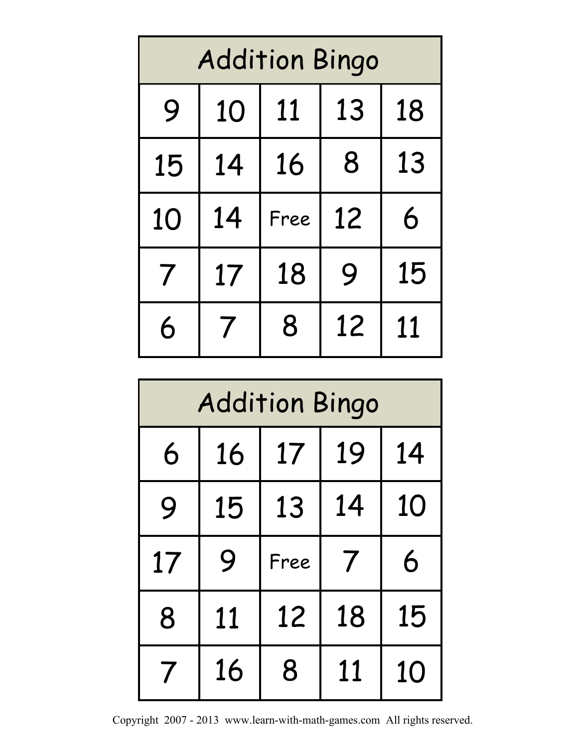| Addition Bingo | | | | |
|---|---|---|---|---|
| 9 | 10 | 11 | 13 | 18 |
| 15 | 14 | 16 | 8 | 13 |
| 10 | 14 | Free | 12 | 6 |
| 7 | 17 | 18 | 9 | 15 |
| 6 | 7 | 8 | 12 | 11 |

| Addition Bingo | | | | |
|---|---|---|---|---|
| 6 | 16 | 17 | 19 | 14 |
| 9 | 15 | 13 | 14 | 10 |
| 17 | 9 | Free | 7 | 6 |
| 8 | 11 | 12 | 18 | 15 |
| 7 | 16 | 8 | 11 | 10 |

Copyright 2007 - 2013 www.learn-with-math-games.com All rights reserved.